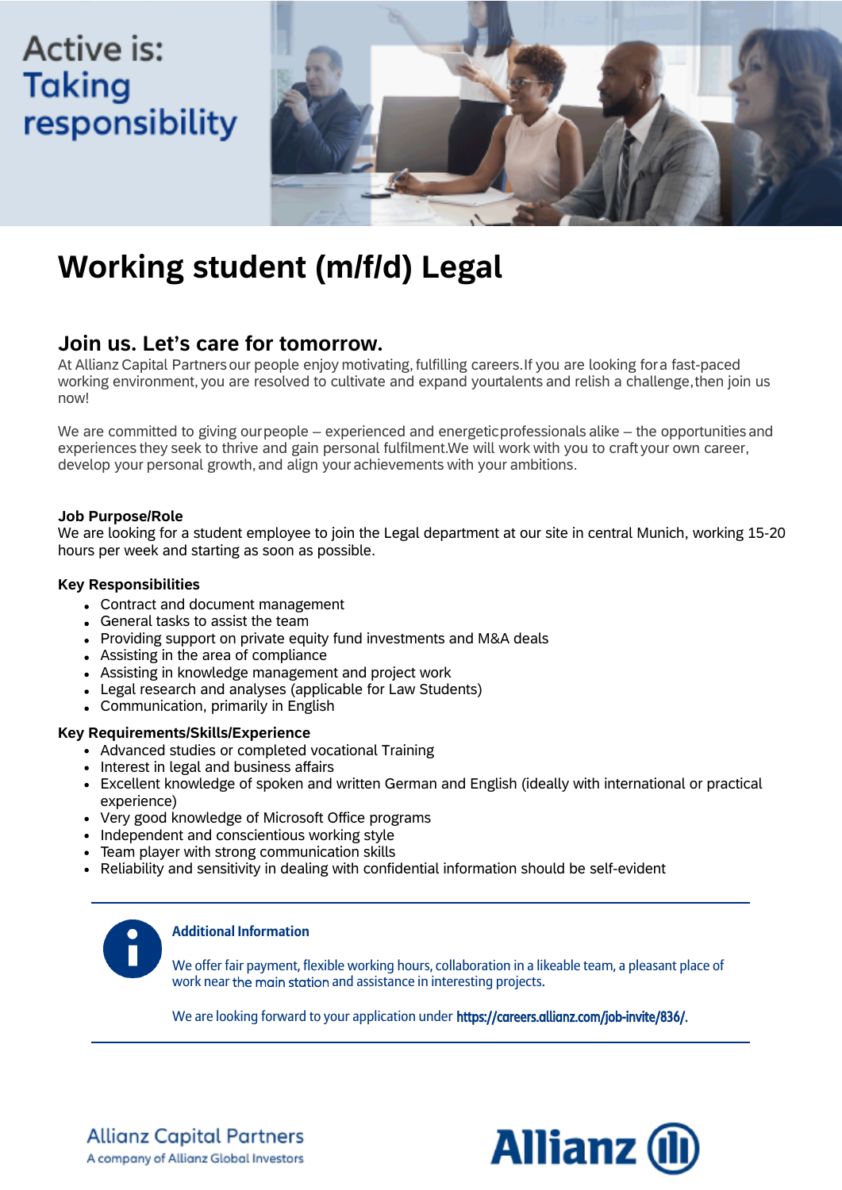Active is:
Taking responsibility

# Working student (m/f/d) Legal

## Join us. Let's care for tomorrow.

At Allianz Capital Partners our people enjoy motivating, fulfilling careers. If you are looking for a fast-paced working environment, you are resolved to cultivate and expand your talents and relish a challenge, then join us now!

We are committed to giving our people – experienced and energetic professionals alike – the opportunities and experiences they seek to thrive and gain personal fulfilment. We will work with you to craft your own career, develop your personal growth, and align your achievements with your ambitions.

**Job Purpose/Role**

We are looking for a student employee to join the Legal department at our site in central Munich, working 15-20 hours per week and starting as soon as possible.

**Key Responsibilities**

- Contract and document management
- General tasks to assist the team
- Providing support on private equity fund investments and M&A deals
- Assisting in the area of compliance
- Assisting in knowledge management and project work
- Legal research and analyses (applicable for Law Students)
- Communication, primarily in English

**Key Requirements/Skills/Experience**

- Advanced studies or completed vocational Training
- Interest in legal and business affairs
- Excellent knowledge of spoken and written German and English (ideally with international or practical experience)
- Very good knowledge of Microsoft Office programs
- Independent and conscientious working style
- Team player with strong communication skills
- Reliability and sensitivity in dealing with confidential information should be self-evident

**Additional Information**

We offer fair payment, flexible working hours, collaboration in a likeable team, a pleasant place of work near the main station and assistance in interesting projects.

We are looking forward to your application under **https://careers.allianz.com/job-invite/836/.**

Allianz Capital Partners
A company of Allianz Global Investors

Allianz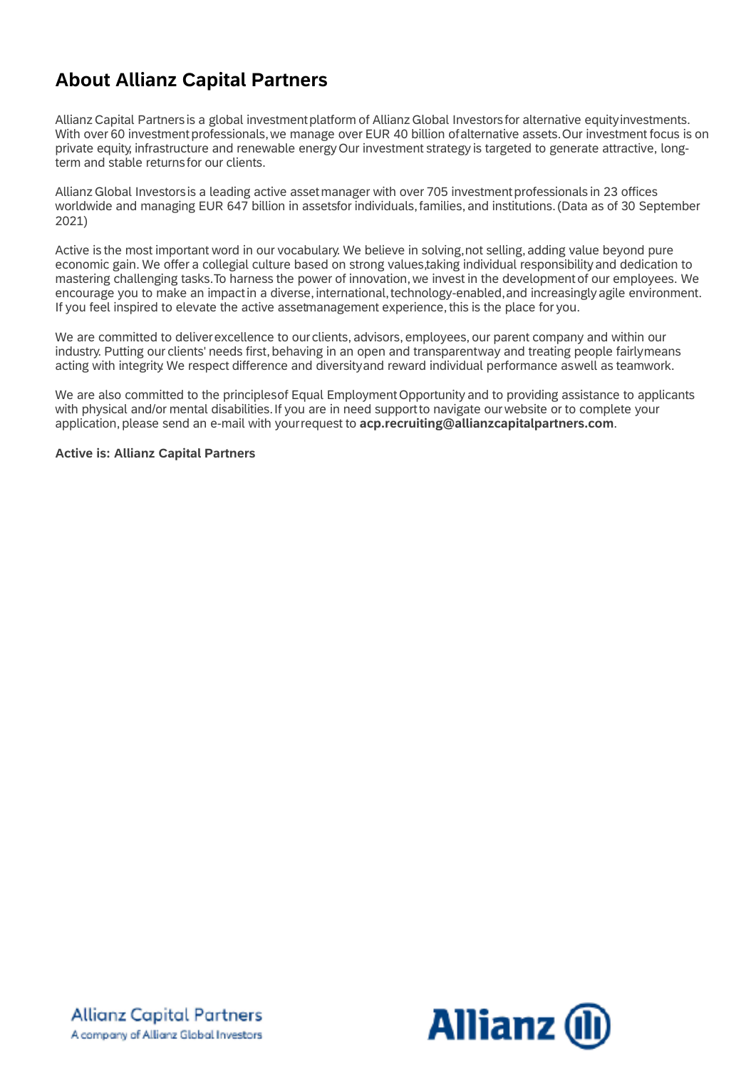## About Allianz Capital Partners

Allianz Capital Partners is a global investment platform of Allianz Global Investors for alternative equity investments. With over 60 investment professionals, we manage over EUR 40 billion of alternative assets. Our investment focus is on private equity, infrastructure and renewable energy Our investment strategy is targeted to generate attractive, long-term and stable returns for our clients.

Allianz Global Investors is a leading active asset manager with over 705 investment professionals in 23 offices worldwide and managing EUR 647 billion in assets for individuals, families, and institutions. (Data as of 30 September 2021)

Active is the most important word in our vocabulary. We believe in solving, not selling, adding value beyond pure economic gain. We offer a collegial culture based on strong values, taking individual responsibility and dedication to mastering challenging tasks. To harness the power of innovation, we invest in the development of our employees. We encourage you to make an impact in a diverse, international, technology-enabled, and increasingly agile environment. If you feel inspired to elevate the active asset management experience, this is the place for you.

We are committed to deliver excellence to our clients, advisors, employees, our parent company and within our industry. Putting our clients' needs first, behaving in an open and transparent way and treating people fairly means acting with integrity. We respect difference and diversity and reward individual performance as well as teamwork.

We are also committed to the principles of Equal Employment Opportunity and to providing assistance to applicants with physical and/or mental disabilities. If you are in need support to navigate our website or to complete your application, please send an e-mail with your request to **acp.recruiting@allianzcapitalpartners.com**.

**Active is: Allianz Capital Partners**

Allianz Capital Partners
A company of Allianz Global Investors

Allianz